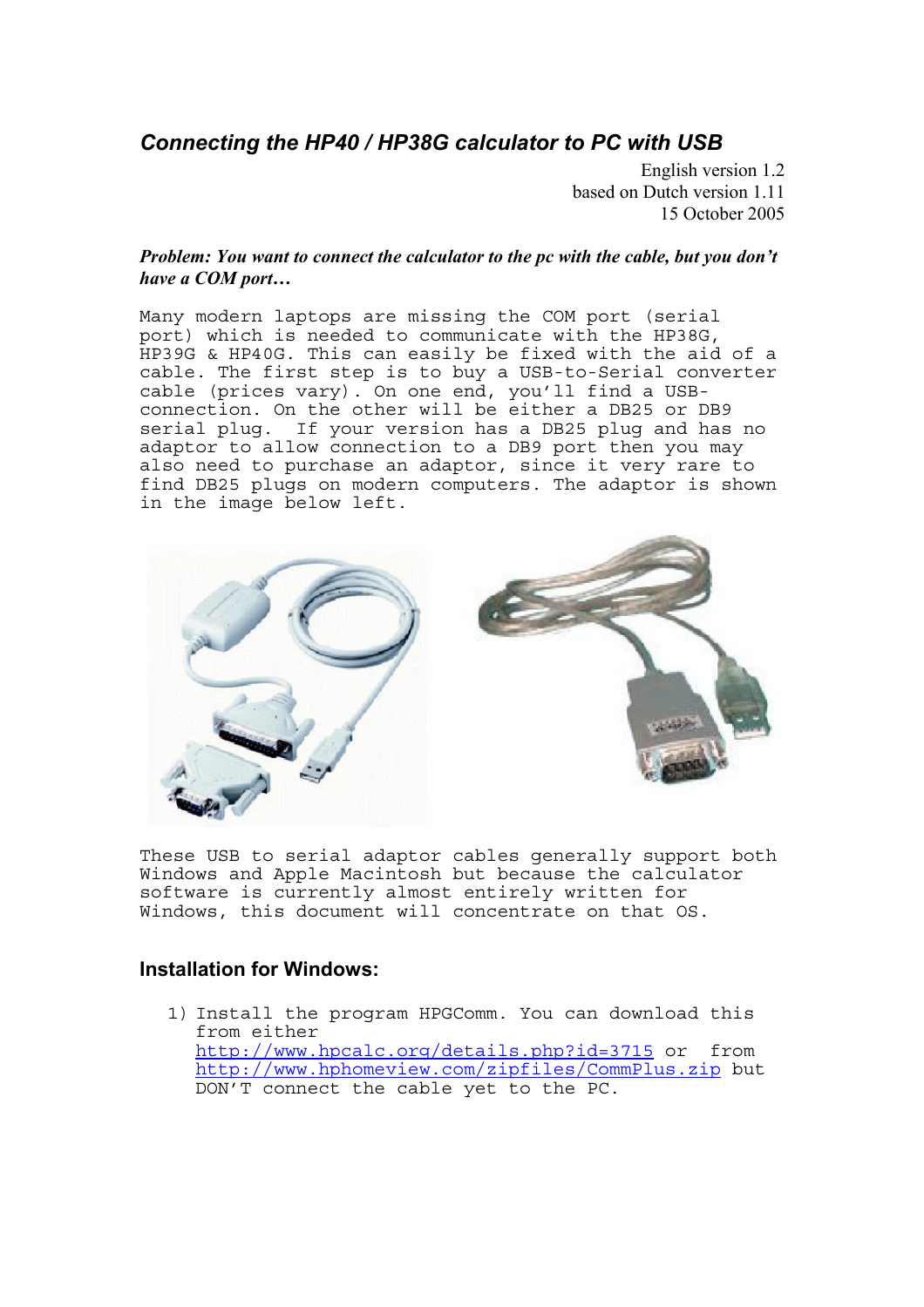## *Connecting the HP40 / HP38G calculator to PC with USB*

English version 1.2
based on Dutch version 1.11
15 October 2005

***Problem: You want to connect the calculator to the pc with the cable, but you don't have a COM port…***

Many modern laptops are missing the COM port (serial port) which is needed to communicate with the HP38G, HP39G & HP40G. This can easily be fixed with the aid of a cable. The first step is to buy a USB-to-Serial converter cable (prices vary). On one end, you'll find a USB-connection. On the other will be either a DB25 or DB9 serial plug. If your version has a DB25 plug and has no adaptor to allow connection to a DB9 port then you may also need to purchase an adaptor, since it very rare to find DB25 plugs on modern computers. The adaptor is shown in the image below left.

These USB to serial adaptor cables generally support both Windows and Apple Macintosh but because the calculator software is currently almost entirely written for Windows, this document will concentrate on that OS.

### Installation for Windows:

1) Install the program HPGComm. You can download this from either http://www.hpcalc.org/details.php?id=3715 or from http://www.hphomeview.com/zipfiles/CommPlus.zip but DON'T connect the cable yet to the PC.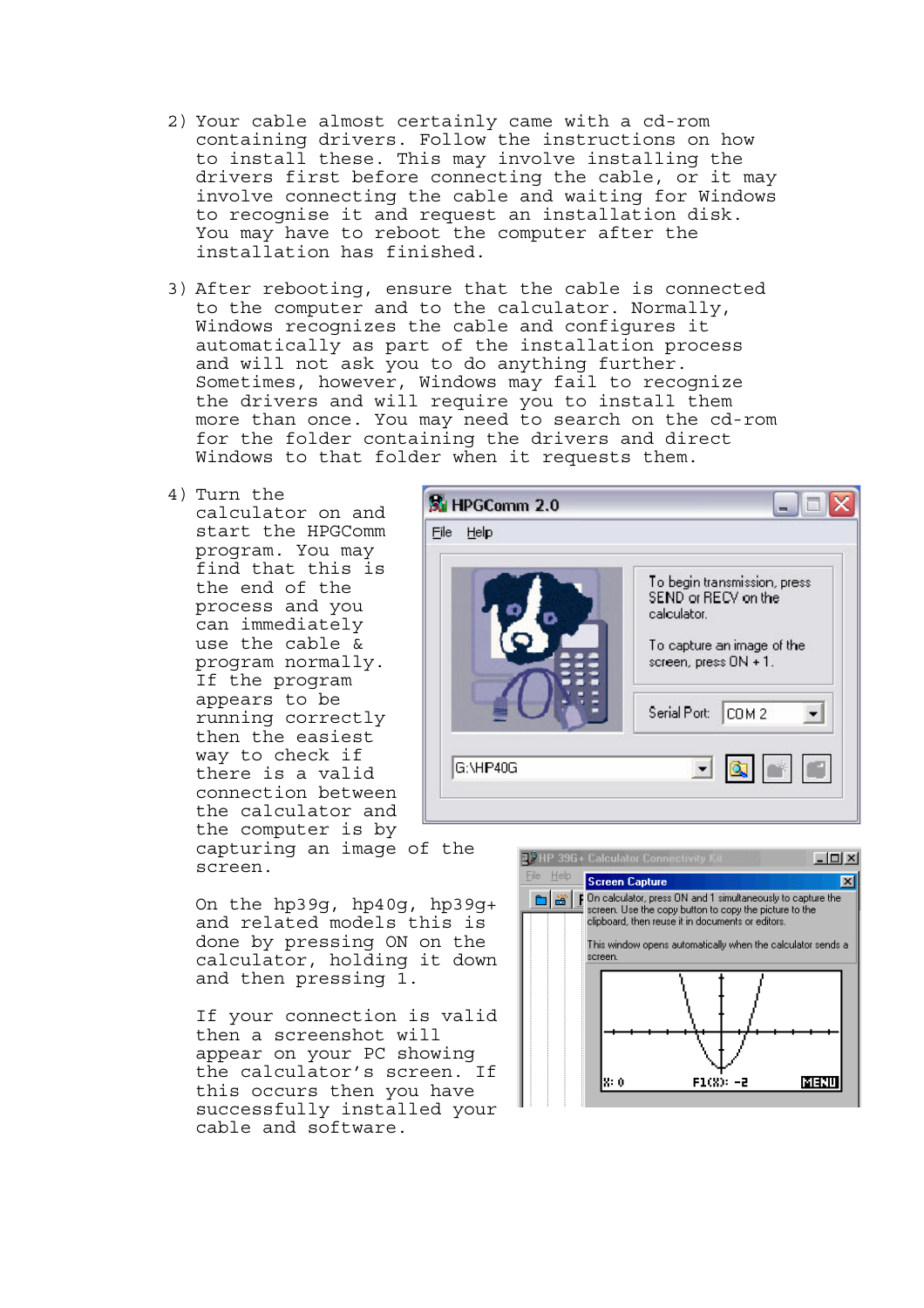2) Your cable almost certainly came with a cd-rom containing drivers. Follow the instructions on how to install these. This may involve installing the drivers first before connecting the cable, or it may involve connecting the cable and waiting for Windows to recognise it and request an installation disk. You may have to reboot the computer after the installation has finished.

3) After rebooting, ensure that the cable is connected to the computer and to the calculator. Normally, Windows recognizes the cable and configures it automatically as part of the installation process and will not ask you to do anything further. Sometimes, however, Windows may fail to recognize the drivers and will require you to install them more than once. You may need to search on the cd-rom for the folder containing the drivers and direct Windows to that folder when it requests them.

4) Turn the calculator on and start the HPGComm program. You may find that this is the end of the process and you can immediately use the cable & program normally. If the program appears to be running correctly then the easiest way to check if there is a valid connection between the calculator and the computer is by capturing an image of the screen.

   On the hp39g, hp40g, hp39g+ and related models this is done by pressing ON on the calculator, holding it down and then pressing 1.

   If your connection is valid then a screenshot will appear on your PC showing the calculator's screen. If this occurs then you have successfully installed your cable and software.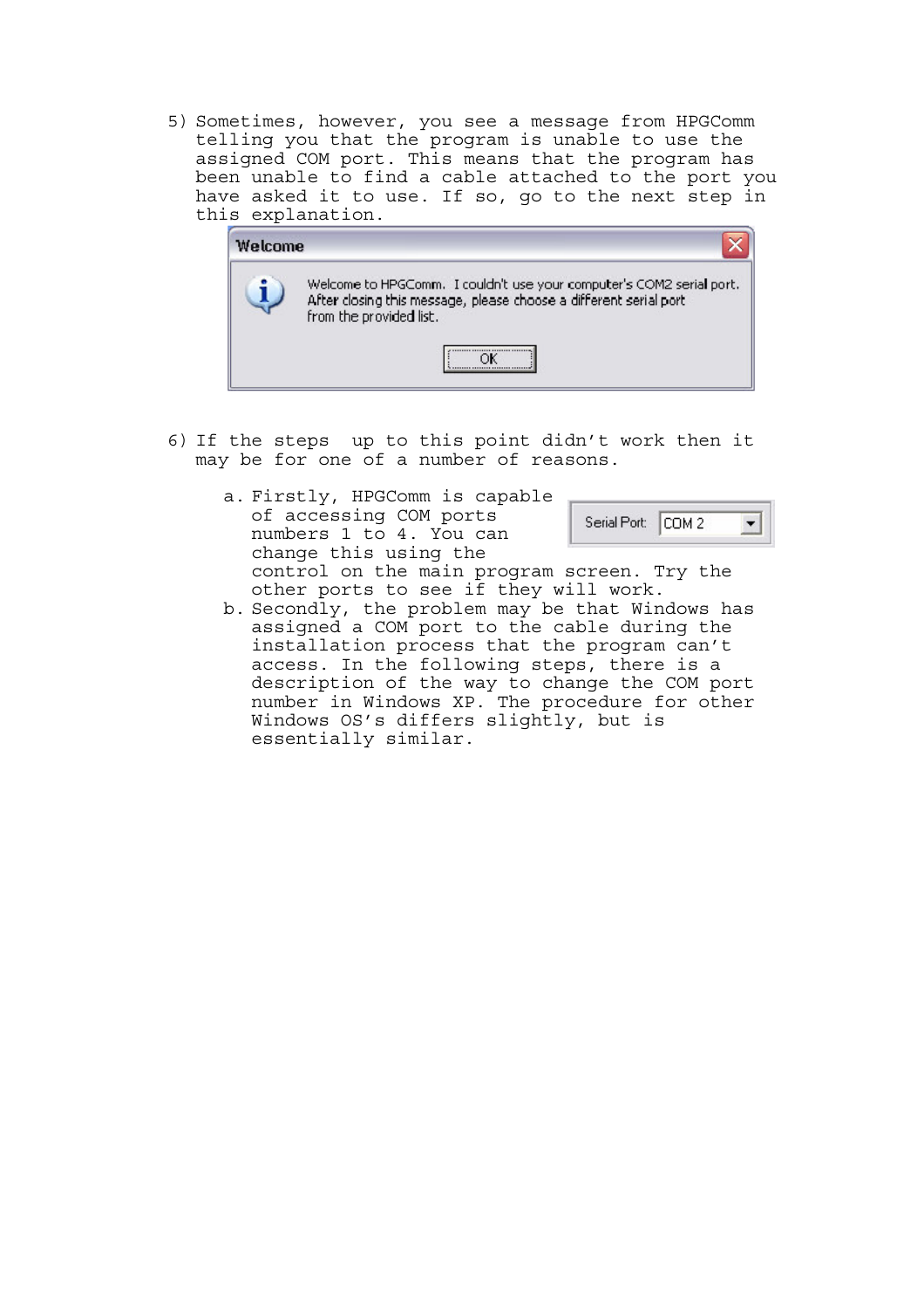5) Sometimes, however, you see a message from HPGComm telling you that the program is unable to use the assigned COM port. This means that the program has been unable to find a cable attached to the port you have asked it to use. If so, go to the next step in this explanation.

6) If the steps up to this point didn't work then it may be for one of a number of reasons.

   a. Firstly, HPGComm is capable of accessing COM ports numbers 1 to 4. You can change this using the control on the main program screen. Try the other ports to see if they will work.
   b. Secondly, the problem may be that Windows has assigned a COM port to the cable during the installation process that the program can't access. In the following steps, there is a description of the way to change the COM port number in Windows XP. The procedure for other Windows OS's differs slightly, but is essentially similar.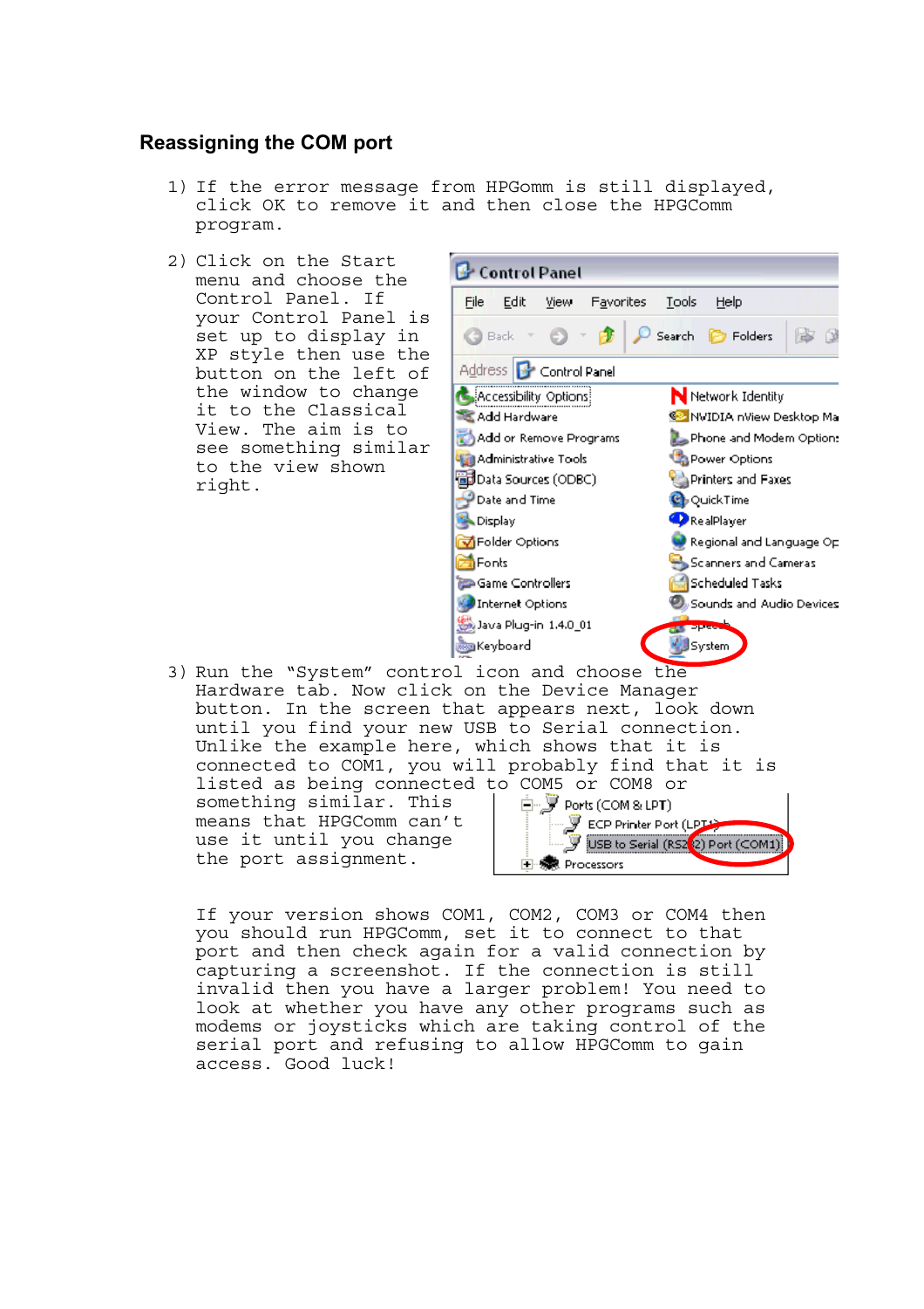## Reassigning the COM port

1) If the error message from HPGomm is still displayed, click OK to remove it and then close the HPGComm program.

2) Click on the Start menu and choose the Control Panel. If your Control Panel is set up to display in XP style then use the button on the left of the window to change it to the Classical View. The aim is to see something similar to the view shown right.

3) Run the "System" control icon and choose the Hardware tab. Now click on the Device Manager button. In the screen that appears next, look down until you find your new USB to Serial connection. Unlike the example here, which shows that it is connected to COM1, you will probably find that it is listed as being connected to COM5 or COM8 or something similar. This means that HPGComm can't use it until you change the port assignment.

If your version shows COM1, COM2, COM3 or COM4 then you should run HPGComm, set it to connect to that port and then check again for a valid connection by capturing a screenshot. If the connection is still invalid then you have a larger problem! You need to look at whether you have any other programs such as modems or joysticks which are taking control of the serial port and refusing to allow HPGComm to gain access. Good luck!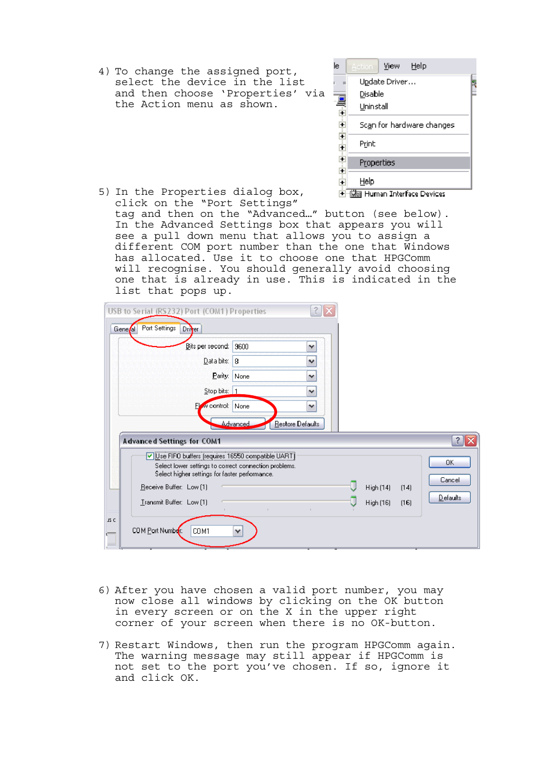4) To change the assigned port, select the device in the list and then choose 'Properties' via the Action menu as shown.

5) In the Properties dialog box, click on the "Port Settings" tag and then on the "Advanced…" button (see below). In the Advanced Settings box that appears you will see a pull down menu that allows you to assign a different COM port number than the one that Windows has allocated. Use it to choose one that HPGComm will recognise. You should generally avoid choosing one that is already in use. This is indicated in the list that pops up.

6) After you have chosen a valid port number, you may now close all windows by clicking on the OK button in every screen or on the X in the upper right corner of your screen when there is no OK-button.

7) Restart Windows, then run the program HPGComm again. The warning message may still appear if HPGComm is not set to the port you've chosen. If so, ignore it and click OK.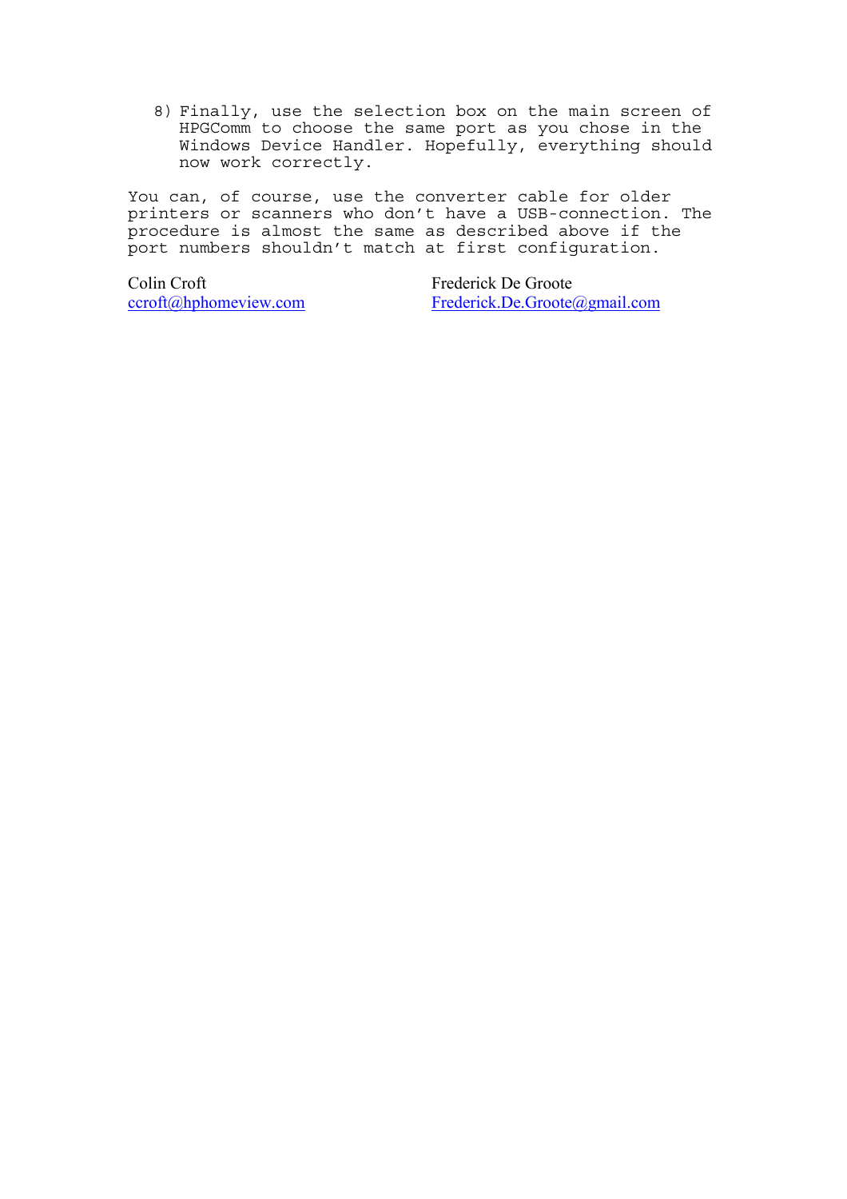8) Finally, use the selection box on the main screen of HPGComm to choose the same port as you chose in the Windows Device Handler. Hopefully, everything should now work correctly.

You can, of course, use the converter cable for older printers or scanners who don't have a USB-connection. The procedure is almost the same as described above if the port numbers shouldn't match at first configuration.

Colin Croft
ccroft@hphomeview.com

Frederick De Groote
Frederick.De.Groote@gmail.com